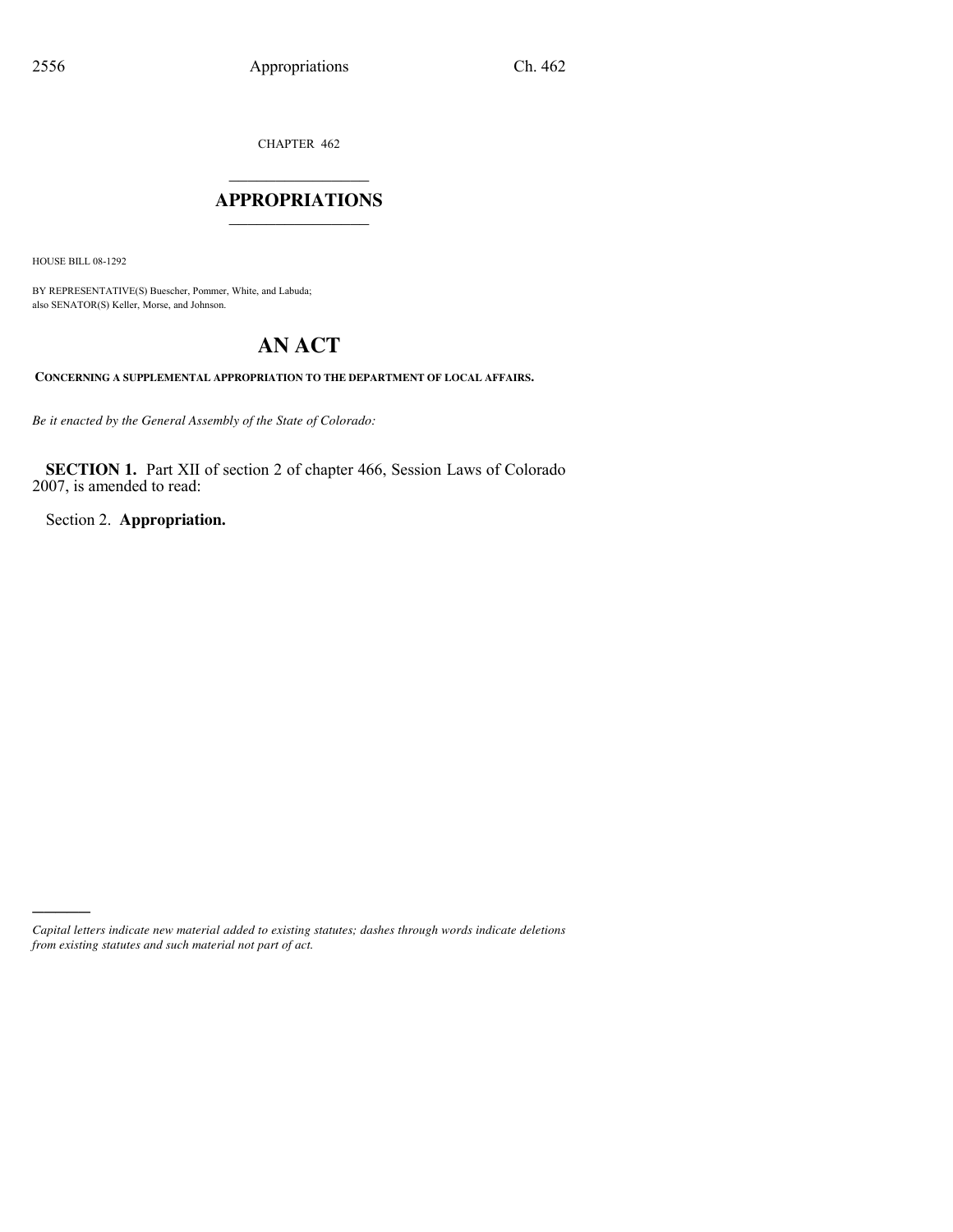CHAPTER 462

# APPROPRIATIONS

HOUSE BILL 08-1292

BY REPRESENTATIVE(S) Buescher, Pommer, White, and Labuda;
also SENATOR(S) Keller, Morse, and Johnson.

# AN ACT

**CONCERNING A SUPPLEMENTAL APPROPRIATION TO THE DEPARTMENT OF LOCAL AFFAIRS.**

*Be it enacted by the General Assembly of the State of Colorado:*

**SECTION 1.** Part XII of section 2 of chapter 466, Session Laws of Colorado 2007, is amended to read:

Section 2. **Appropriation.**

*Capital letters indicate new material added to existing statutes; dashes through words indicate deletions from existing statutes and such material not part of act.*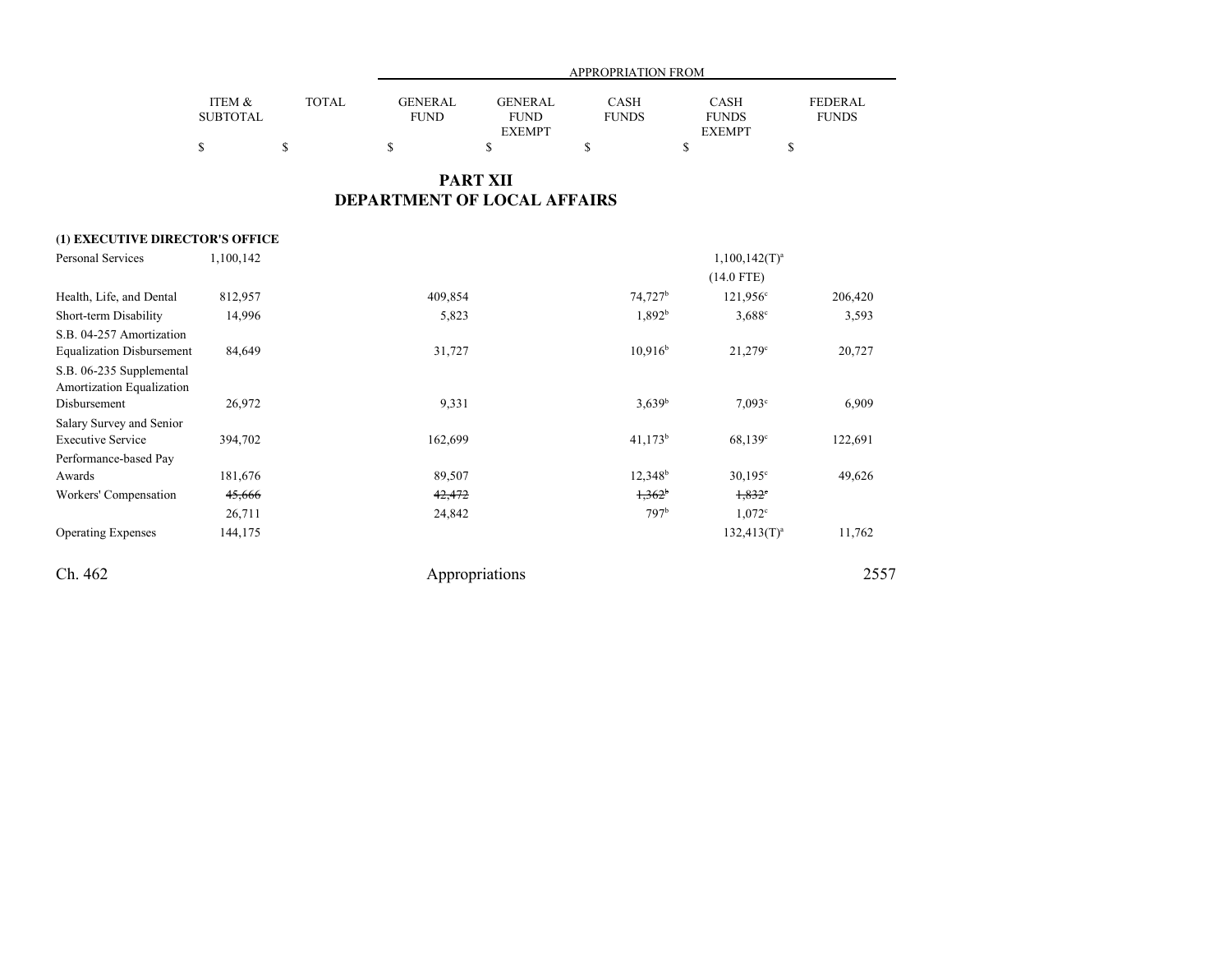# PART XII
# DEPARTMENT OF LOCAL AFFAIRS

| | ITEM & SUBTOTAL | TOTAL | GENERAL FUND | GENERAL FUND EXEMPT | CASH FUNDS | CASH FUNDS EXEMPT | FEDERAL FUNDS |
|---|---|---|---|---|---|---|---|
| | | | APPROPRIATION FROM | | | | |
| | $ | $ | $ | $ | $ | $ | $ |
| **(1) EXECUTIVE DIRECTOR'S OFFICE** | | | | | | | |
| Personal Services | 1,100,142 | | | | | 1,100,142(T)[a] | |
| | | | | | | (14.0 FTE) | |
| Health, Life, and Dental | 812,957 | | 409,854 | | 74,727[b] | 121,956[c] | 206,420 |
| Short-term Disability | 14,996 | | 5,823 | | 1,892[b] | 3,688[c] | 3,593 |
| S.B. 04-257 Amortization Equalization Disbursement | 84,649 | | 31,727 | | 10,916[b] | 21,279[c] | 20,727 |
| S.B. 06-235 Supplemental Amortization Equalization Disbursement | 26,972 | | 9,331 | | 3,639[b] | 7,093[c] | 6,909 |
| Salary Survey and Senior Executive Service | 394,702 | | 162,699 | | 41,173[b] | 68,139[c] | 122,691 |
| Performance-based Pay Awards | 181,676 | | 89,507 | | 12,348[b] | 30,195[c] | 49,626 |
| Workers' Compensation | ~~45,666~~ | | ~~42,472~~ | | ~~1,362~~[b] | ~~1,832~~[c] | |
| | 26,711 | | 24,842 | | 797[b] | 1,072[c] | |
| Operating Expenses | 144,175 | | | | | 132,413(T)[a] | 11,762 |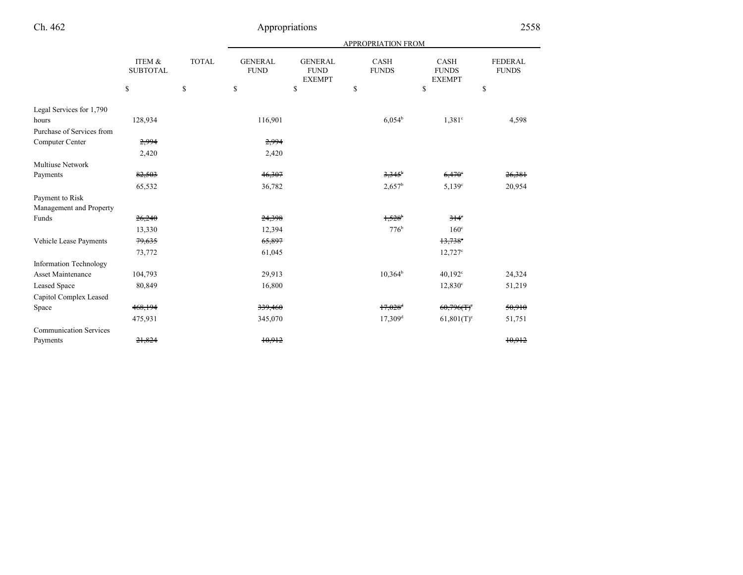| | ITEM & SUBTOTAL | TOTAL | APPROPRIATION FROM GENERAL FUND | GENERAL FUND EXEMPT | CASH FUNDS | CASH FUNDS EXEMPT | FEDERAL FUNDS |
|---|---|---|---|---|---|---|---|
| | $ | $ | $ | $ | $ | $ | $ |
| Legal Services for 1,790 hours | 128,934 | | 116,901 | | 6,054[b] | 1,381[c] | 4,598 |
| Purchase of Services from Computer Center | ~~2,994~~ | | ~~2,994~~ | | | | |
| | 2,420 | | 2,420 | | | | |
| Multiuse Network Payments | ~~82,503~~ | | ~~46,307~~ | | ~~3,345[b]~~ | ~~6,470[c]~~ | ~~26,381~~ |
| | 65,532 | | 36,782 | | 2,657[b] | 5,139[c] | 20,954 |
| Payment to Risk Management and Property Funds | ~~26,240~~ | | ~~24,398~~ | | ~~1,528[b]~~ | ~~314[c]~~ | |
| | 13,330 | | 12,394 | | 776[b] | 160[c] | |
| Vehicle Lease Payments | ~~79,635~~ | | ~~65,897~~ | | | ~~13,738[c]~~ | |
| | 73,772 | | 61,045 | | | 12,727[c] | |
| Information Technology Asset Maintenance | 104,793 | | 29,913 | | 10,364[b] | 40,192[c] | 24,324 |
| Leased Space | 80,849 | | 16,800 | | | 12,830[c] | 51,219 |
| Capitol Complex Leased Space | ~~468,194~~ | | ~~339,460~~ | | ~~17,028[d]~~ | ~~60,796(T)[e]~~ | ~~50,910~~ |
| | 475,931 | | 345,070 | | 17,309[d] | 61,801(T)[e] | 51,751 |
| Communication Services Payments | ~~21,824~~ | | ~~10,912~~ | | | | ~~10,912~~ |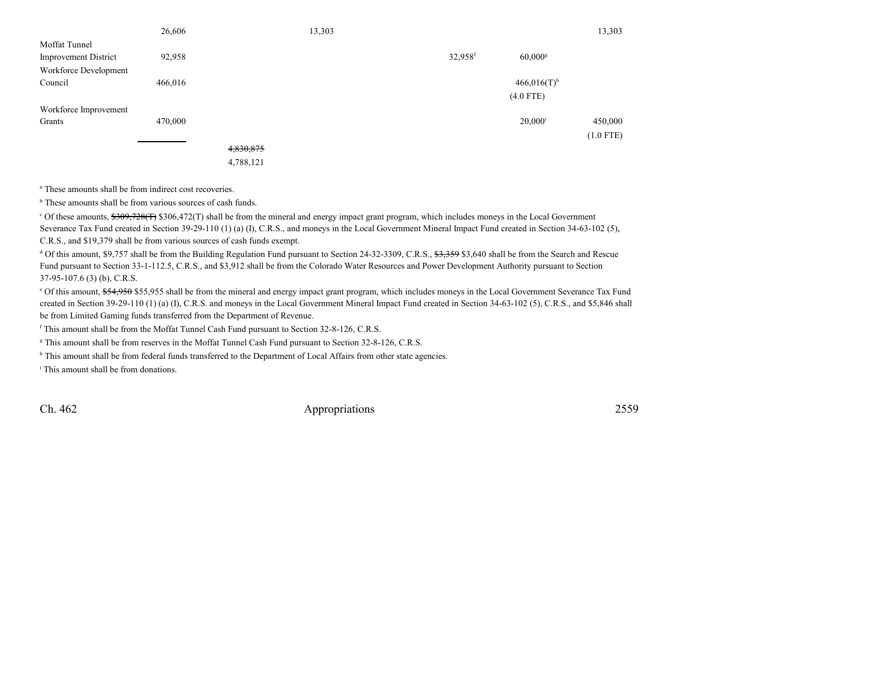| | | | | | | |
|---|---|---|---|---|---|---|
| | 26,606 | | 13,303 | | | 13,303 |
| Moffat Tunnel Improvement District | 92,958 | | | 32,958[f] | 60,000[g] | |
| Workforce Development Council | 466,016 | | | | 466,016(T)[h] (4.0 FTE) | |
| Workforce Improvement Grants | 470,000 | | | | 20,000[i] | 450,000 (1.0 FTE) |
| | | ~~4,830,875~~ 4,788,121 | | | | |

[a] These amounts shall be from indirect cost recoveries.

[b] These amounts shall be from various sources of cash funds.

[c] Of these amounts, ~~$309,728(T)~~ $306,472(T) shall be from the mineral and energy impact grant program, which includes moneys in the Local Government Severance Tax Fund created in Section 39-29-110 (1) (a) (I), C.R.S., and moneys in the Local Government Mineral Impact Fund created in Section 34-63-102 (5), C.R.S., and $19,379 shall be from various sources of cash funds exempt.

[d] Of this amount, $9,757 shall be from the Building Regulation Fund pursuant to Section 24-32-3309, C.R.S., ~~$3,359~~ $3,640 shall be from the Search and Rescue Fund pursuant to Section 33-1-112.5, C.R.S., and $3,912 shall be from the Colorado Water Resources and Power Development Authority pursuant to Section 37-95-107.6 (3) (b), C.R.S.

[e] Of this amount, ~~$54,950~~ $55,955 shall be from the mineral and energy impact grant program, which includes moneys in the Local Government Severance Tax Fund created in Section 39-29-110 (1) (a) (I), C.R.S. and moneys in the Local Government Mineral Impact Fund created in Section 34-63-102 (5), C.R.S., and $5,846 shall be from Limited Gaming funds transferred from the Department of Revenue.

[f] This amount shall be from the Moffat Tunnel Cash Fund pursuant to Section 32-8-126, C.R.S.

[g] This amount shall be from reserves in the Moffat Tunnel Cash Fund pursuant to Section 32-8-126, C.R.S.

[h] This amount shall be from federal funds transferred to the Department of Local Affairs from other state agencies.

[i] This amount shall be from donations.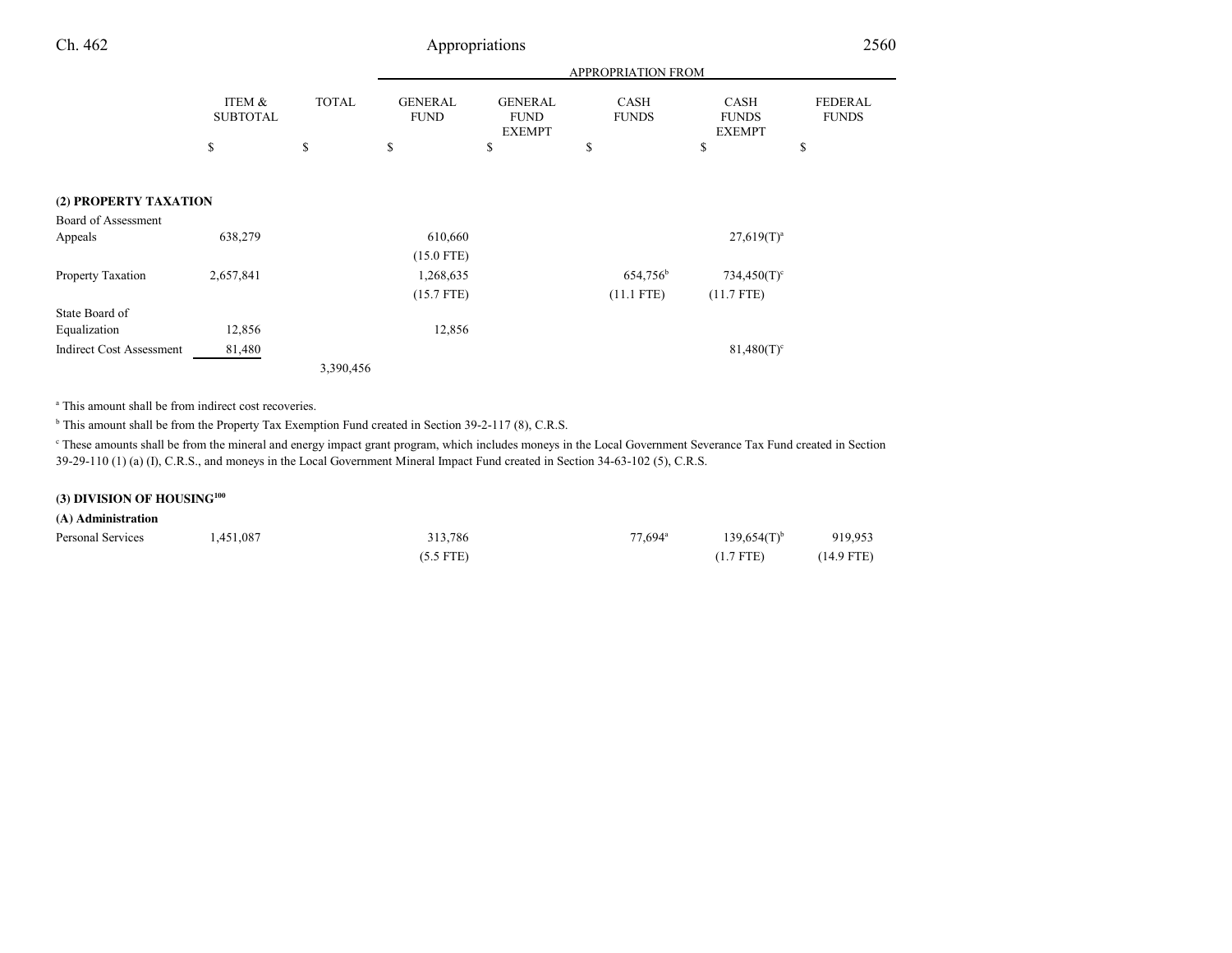| | ITEM & SUBTOTAL | TOTAL | APPROPRIATION FROM GENERAL FUND | GENERAL FUND EXEMPT | CASH FUNDS | CASH FUNDS EXEMPT | FEDERAL FUNDS |
|---|---|---|---|---|---|---|---|
| | $ | $ | $ | $ | $ | $ | $ |
| **(2) PROPERTY TAXATION** | | | | | | | |
| Board of Assessment Appeals | 638,279 | | 610,660 | | | 27,619(T)[a] | |
| | | | (15.0 FTE) | | | | |
| Property Taxation | 2,657,841 | | 1,268,635 | | 654,756[b] | 734,450(T)[c] | |
| | | | (15.7 FTE) | | (11.1 FTE) | (11.7 FTE) | |
| State Board of Equalization | 12,856 | | 12,856 | | | | |
| Indirect Cost Assessment | 81,480 | | | | | 81,480(T)[c] | |
| | | 3,390,456 | | | | | |

[a] This amount shall be from indirect cost recoveries.

[b] This amount shall be from the Property Tax Exemption Fund created in Section 39-2-117 (8), C.R.S.

[c] These amounts shall be from the mineral and energy impact grant program, which includes moneys in the Local Government Severance Tax Fund created in Section 39-29-110 (1) (a) (I), C.R.S., and moneys in the Local Government Mineral Impact Fund created in Section 34-63-102 (5), C.R.S.

| | ITEM & SUBTOTAL | TOTAL | GENERAL FUND | GENERAL FUND EXEMPT | CASH FUNDS | CASH FUNDS EXEMPT | FEDERAL FUNDS |
|---|---|---|---|---|---|---|---|
| **(3) DIVISION OF HOUSING[100]** | | | | | | | |
| **(A) Administration** | | | | | | | |
| Personal Services | 1,451,087 | | 313,786 | | 77,694[a] | 139,654(T)[b] | 919,953 |
| | | | (5.5 FTE) | | | (1.7 FTE) | (14.9 FTE) |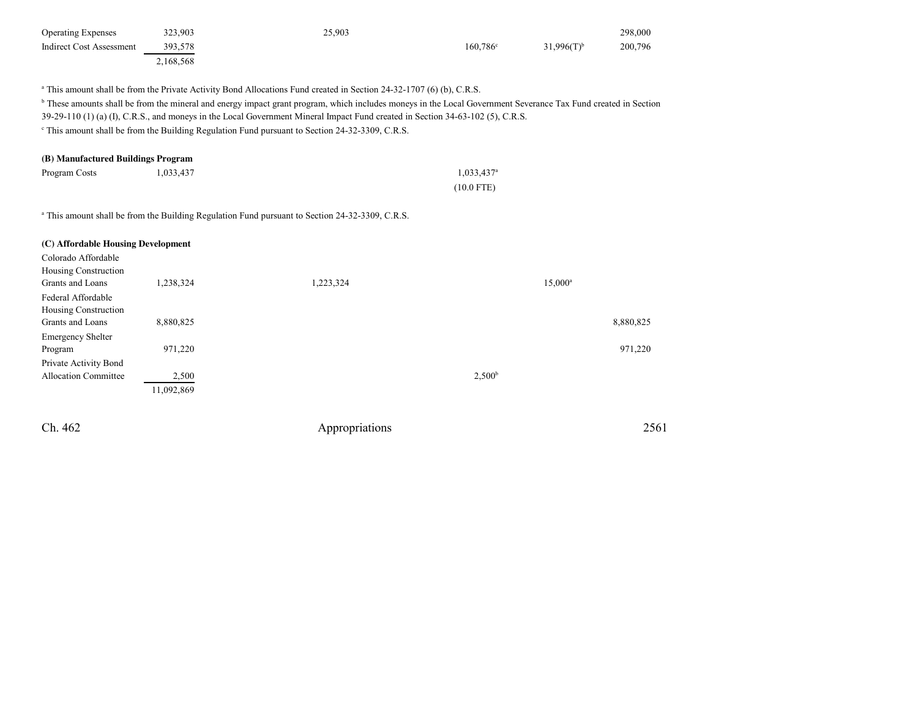| | | | | | |
|---|---|---|---|---|---|
| Operating Expenses | 323,903 | 25,903 | | | 298,000 |
| Indirect Cost Assessment | 393,578 | | 160,786[c] | 31,996(T)[b] | 200,796 |
| | 2,168,568 | | | | |

[a] This amount shall be from the Private Activity Bond Allocations Fund created in Section 24-32-1707 (6) (b), C.R.S.

[b] These amounts shall be from the mineral and energy impact grant program, which includes moneys in the Local Government Severance Tax Fund created in Section 39-29-110 (1) (a) (I), C.R.S., and moneys in the Local Government Mineral Impact Fund created in Section 34-63-102 (5), C.R.S.

[c] This amount shall be from the Building Regulation Fund pursuant to Section 24-32-3309, C.R.S.

**(B) Manufactured Buildings Program**

| | | | | | |
|---|---|---|---|---|---|
| Program Costs | 1,033,437 | | 1,033,437[a] | | |
| | | | (10.0 FTE) | | |

[a] This amount shall be from the Building Regulation Fund pursuant to Section 24-32-3309, C.R.S.

**(C) Affordable Housing Development**

| | | | | | |
|---|---|---|---|---|---|
| Colorado Affordable Housing Construction Grants and Loans | 1,238,324 | 1,223,324 | | 15,000[a] | |
| Federal Affordable Housing Construction Grants and Loans | 8,880,825 | | | | 8,880,825 |
| Emergency Shelter Program | 971,220 | | | | 971,220 |
| Private Activity Bond Allocation Committee | 2,500 | | 2,500[b] | | |
| | 11,092,869 | | | | |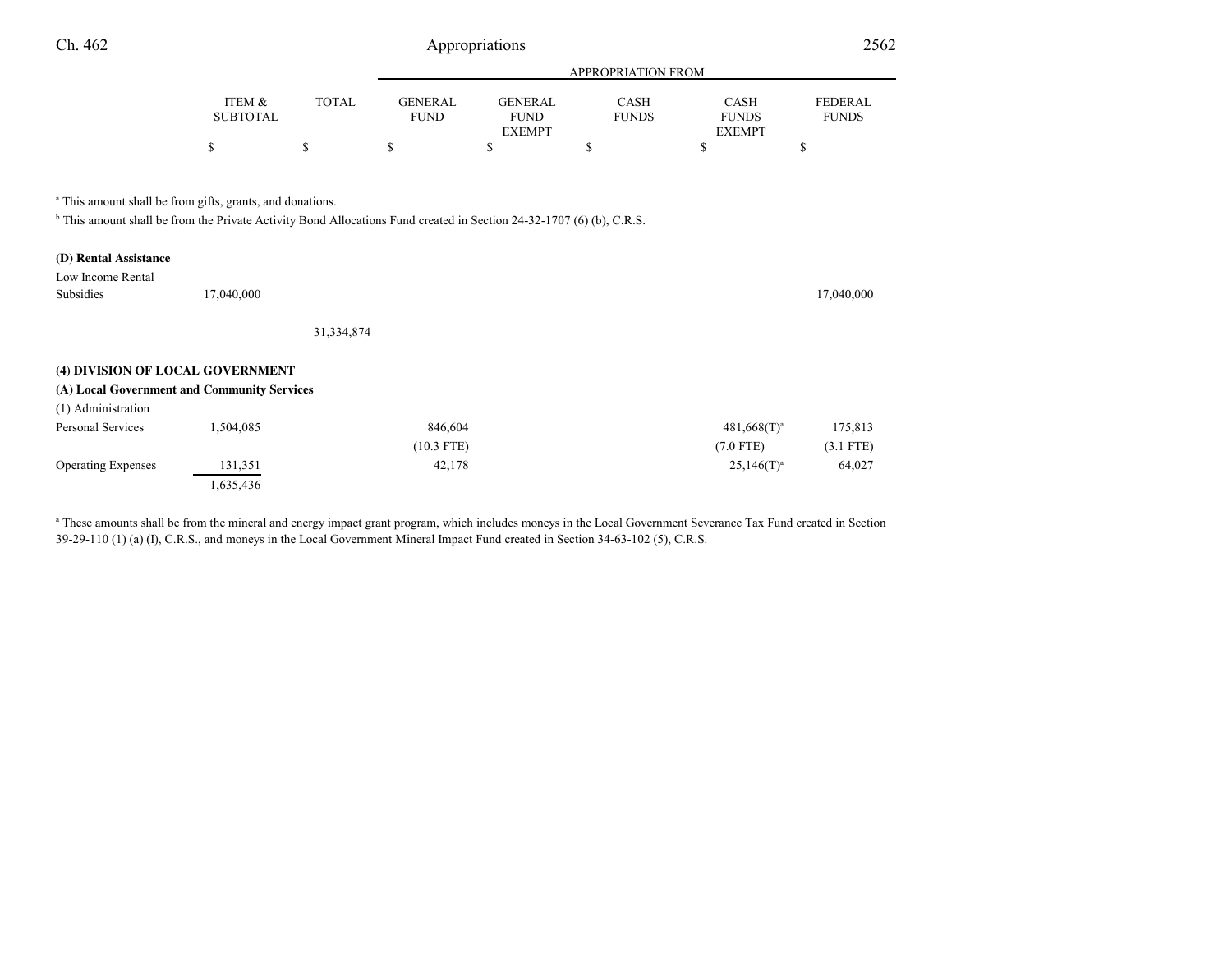| | ITEM & SUBTOTAL | TOTAL | APPROPRIATION FROM GENERAL FUND | GENERAL FUND EXEMPT | CASH FUNDS | CASH FUNDS EXEMPT | FEDERAL FUNDS |
|---|---|---|---|---|---|---|---|
| | $ | $ | $ | $ | $ | $ | $ |

[a] This amount shall be from gifts, grants, and donations.

[b] This amount shall be from the Private Activity Bond Allocations Fund created in Section 24-32-1707 (6) (b), C.R.S.

| | ITEM & SUBTOTAL | TOTAL | GENERAL FUND | GENERAL FUND EXEMPT | CASH FUNDS | CASH FUNDS EXEMPT | FEDERAL FUNDS |
|---|---|---|---|---|---|---|---|
| **(D) Rental Assistance** | | | | | | | |
| Low Income Rental Subsidies | 17,040,000 | | | | | | 17,040,000 |
| | | 31,334,874 | | | | | |

**(4) DIVISION OF LOCAL GOVERNMENT**

**(A) Local Government and Community Services**

| | ITEM & SUBTOTAL | TOTAL | GENERAL FUND | GENERAL FUND EXEMPT | CASH FUNDS | CASH FUNDS EXEMPT | FEDERAL FUNDS |
|---|---|---|---|---|---|---|---|
| (1) Administration | | | | | | | |
| Personal Services | 1,504,085 | | 846,604 | | | 481,668(T)[a] | 175,813 |
| | | | (10.3 FTE) | | | (7.0 FTE) | (3.1 FTE) |
| Operating Expenses | 131,351 | | 42,178 | | | 25,146(T)[a] | 64,027 |
| | 1,635,436 | | | | | | |

[a] These amounts shall be from the mineral and energy impact grant program, which includes moneys in the Local Government Severance Tax Fund created in Section 39-29-110 (1) (a) (I), C.R.S., and moneys in the Local Government Mineral Impact Fund created in Section 34-63-102 (5), C.R.S.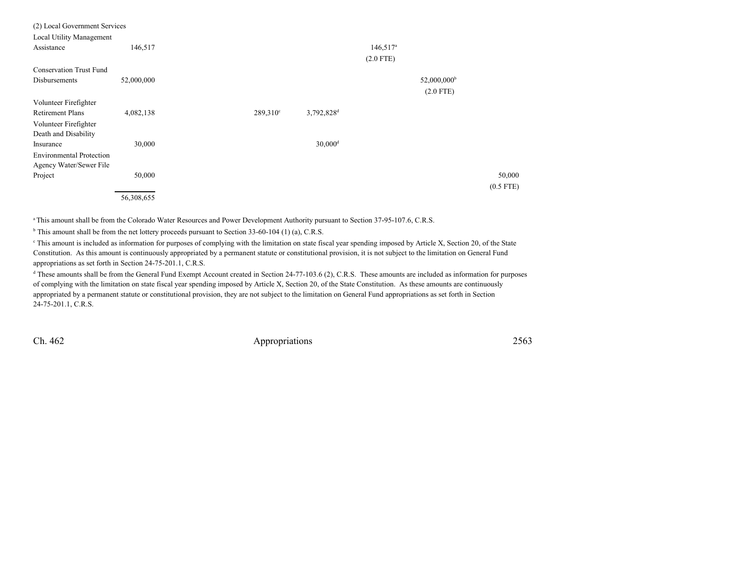(2) Local Government Services

| | | | | | | |
|---|---|---|---|---|---|---|
| Local Utility Management Assistance | 146,517 | | | 146,517[a] (2.0 FTE) | | |
| Conservation Trust Fund Disbursements | 52,000,000 | | | | 52,000,000[b] (2.0 FTE) | |
| Volunteer Firefighter Retirement Plans | 4,082,138 | 289,310[c] | 3,792,828[d] | | | |
| Volunteer Firefighter Death and Disability Insurance | 30,000 | | 30,000[d] | | | |
| Environmental Protection Agency Water/Sewer File Project | 50,000 | | | | | 50,000 (0.5 FTE) |
| | 56,308,655 | | | | | |

[a] This amount shall be from the Colorado Water Resources and Power Development Authority pursuant to Section 37-95-107.6, C.R.S.

[b] This amount shall be from the net lottery proceeds pursuant to Section 33-60-104 (1) (a), C.R.S.

[c] This amount is included as information for purposes of complying with the limitation on state fiscal year spending imposed by Article X, Section 20, of the State Constitution. As this amount is continuously appropriated by a permanent statute or constitutional provision, it is not subject to the limitation on General Fund appropriations as set forth in Section 24-75-201.1, C.R.S.

[d] These amounts shall be from the General Fund Exempt Account created in Section 24-77-103.6 (2), C.R.S. These amounts are included as information for purposes of complying with the limitation on state fiscal year spending imposed by Article X, Section 20, of the State Constitution. As these amounts are continuously appropriated by a permanent statute or constitutional provision, they are not subject to the limitation on General Fund appropriations as set forth in Section 24-75-201.1, C.R.S.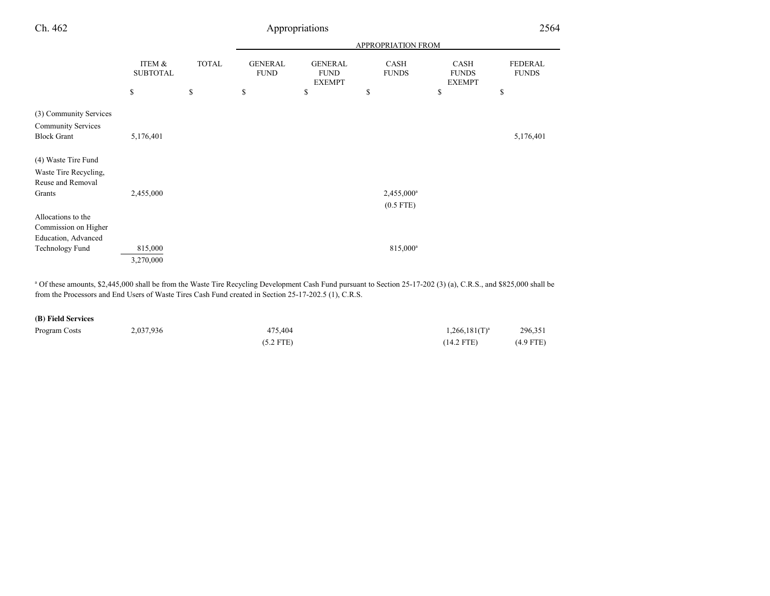| | ITEM & SUBTOTAL | TOTAL | APPROPRIATION FROM GENERAL FUND | GENERAL FUND EXEMPT | CASH FUNDS | CASH FUNDS EXEMPT | FEDERAL FUNDS |
|---|---|---|---|---|---|---|---|
| | $ | $ | $ | $ | $ | $ | $ |
| (3) Community Services | | | | | | | |
| Community Services Block Grant | 5,176,401 | | | | | | 5,176,401 |
| (4) Waste Tire Fund | | | | | | | |
| Waste Tire Recycling, Reuse and Removal Grants | 2,455,000 | | | | 2,455,000[a] (0.5 FTE) | | |
| Allocations to the Commission on Higher Education, Advanced Technology Fund | 815,000 | | | | 815,000[a] | | |
| | 3,270,000 | | | | | | |

[a] Of these amounts, $2,445,000 shall be from the Waste Tire Recycling Development Cash Fund pursuant to Section 25-17-202 (3) (a), C.R.S., and $825,000 shall be from the Processors and End Users of Waste Tires Cash Fund created in Section 25-17-202.5 (1), C.R.S.

| | ITEM & SUBTOTAL | TOTAL | GENERAL FUND | GENERAL FUND EXEMPT | CASH FUNDS | CASH FUNDS EXEMPT | FEDERAL FUNDS |
|---|---|---|---|---|---|---|---|
| **(B) Field Services** | | | | | | | |
| Program Costs | 2,037,936 | | 475,404 (5.2 FTE) | | | 1,266,181(T)[a] (14.2 FTE) | 296,351 (4.9 FTE) |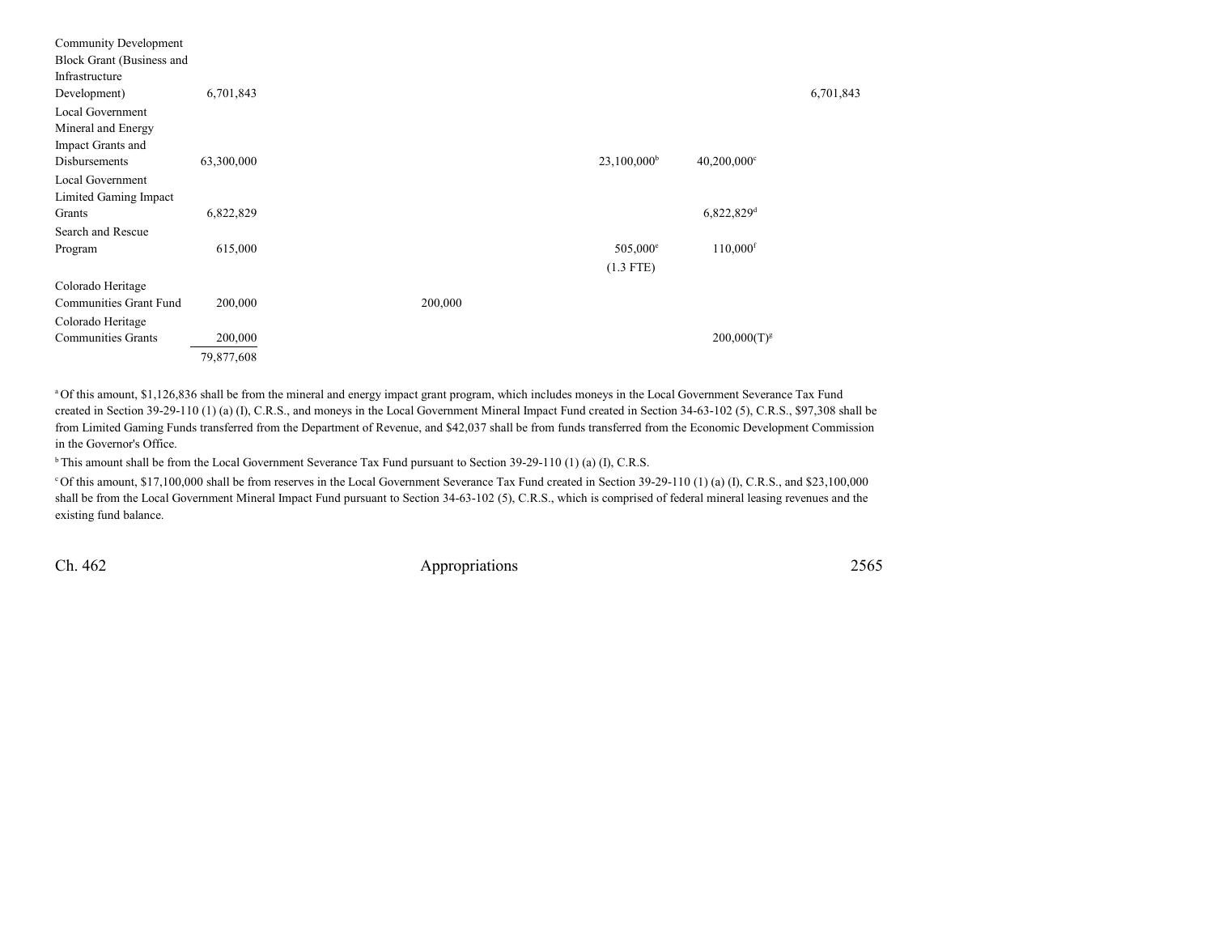| | | | | | | |
|---|---|---|---|---|---|---|
| Community Development Block Grant (Business and Infrastructure Development) | 6,701,843 | | | | | 6,701,843 |
| Local Government Mineral and Energy Impact Grants and Disbursements | 63,300,000 | | | 23,100,000[b] | 40,200,000[c] | |
| Local Government Limited Gaming Impact Grants | 6,822,829 | | | | 6,822,829[d] | |
| Search and Rescue Program | 615,000 | | | 505,000[e] (1.3 FTE) | 110,000[f] | |
| Colorado Heritage Communities Grant Fund | 200,000 | | 200,000 | | | |
| Colorado Heritage Communities Grants | 200,000 | | | | 200,000(T)[g] | |
| | 79,877,608 | | | | | |

[a] Of this amount, $1,126,836 shall be from the mineral and energy impact grant program, which includes moneys in the Local Government Severance Tax Fund created in Section 39-29-110 (1) (a) (I), C.R.S., and moneys in the Local Government Mineral Impact Fund created in Section 34-63-102 (5), C.R.S., $97,308 shall be from Limited Gaming Funds transferred from the Department of Revenue, and $42,037 shall be from funds transferred from the Economic Development Commission in the Governor's Office.

[b] This amount shall be from the Local Government Severance Tax Fund pursuant to Section 39-29-110 (1) (a) (I), C.R.S.

[c] Of this amount, $17,100,000 shall be from reserves in the Local Government Severance Tax Fund created in Section 39-29-110 (1) (a) (I), C.R.S., and $23,100,000 shall be from the Local Government Mineral Impact Fund pursuant to Section 34-63-102 (5), C.R.S., which is comprised of federal mineral leasing revenues and the existing fund balance.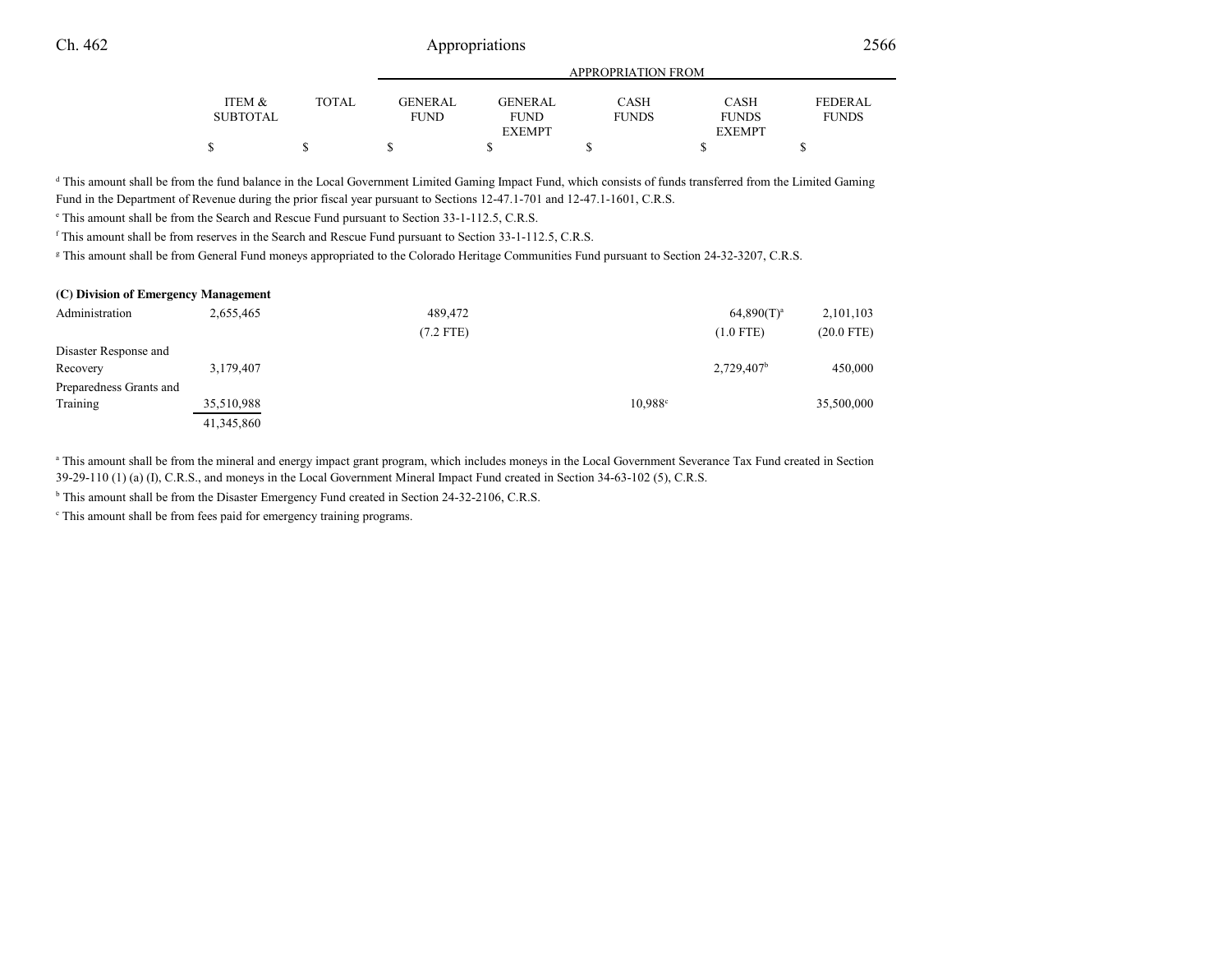| | ITEM & SUBTOTAL | TOTAL | APPROPRIATION FROM GENERAL FUND | GENERAL FUND EXEMPT | CASH FUNDS | CASH FUNDS EXEMPT | FEDERAL FUNDS |
|---|---|---|---|---|---|---|---|
| | $ | $ | $ | $ | $ | $ | $ |

[d] This amount shall be from the fund balance in the Local Government Limited Gaming Impact Fund, which consists of funds transferred from the Limited Gaming Fund in the Department of Revenue during the prior fiscal year pursuant to Sections 12-47.1-701 and 12-47.1-1601, C.R.S.

[e] This amount shall be from the Search and Rescue Fund pursuant to Section 33-1-112.5, C.R.S.

[f] This amount shall be from reserves in the Search and Rescue Fund pursuant to Section 33-1-112.5, C.R.S.

[g] This amount shall be from General Fund moneys appropriated to the Colorado Heritage Communities Fund pursuant to Section 24-32-3207, C.R.S.

**(C) Division of Emergency Management**

| | ITEM & SUBTOTAL | TOTAL | GENERAL FUND | GENERAL FUND EXEMPT | CASH FUNDS | CASH FUNDS EXEMPT | FEDERAL FUNDS |
|---|---|---|---|---|---|---|---|
| Administration | 2,655,465 | | 489,472 | | | 64,890(T)[a] | 2,101,103 |
| | | | (7.2 FTE) | | | (1.0 FTE) | (20.0 FTE) |
| Disaster Response and Recovery | 3,179,407 | | | | | 2,729,407[b] | 450,000 |
| Preparedness Grants and Training | 35,510,988 | | | | 10,988[c] | | 35,500,000 |
| | 41,345,860 | | | | | | |

[a] This amount shall be from the mineral and energy impact grant program, which includes moneys in the Local Government Severance Tax Fund created in Section 39-29-110 (1) (a) (I), C.R.S., and moneys in the Local Government Mineral Impact Fund created in Section 34-63-102 (5), C.R.S.

[b] This amount shall be from the Disaster Emergency Fund created in Section 24-32-2106, C.R.S.

[c] This amount shall be from fees paid for emergency training programs.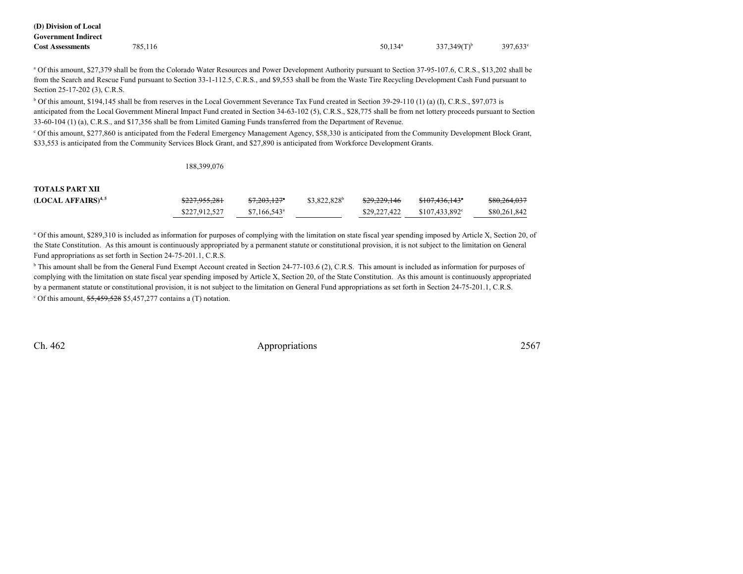| | | | | | | |
|---|---|---|---|---|---|---|
| **(D) Division of Local Government Indirect Cost Assessments** | 785,116 | | | 50,134[a] | 337,349(T)[b] | 397,633[c] |

[a] Of this amount, $27,379 shall be from the Colorado Water Resources and Power Development Authority pursuant to Section 37-95-107.6, C.R.S., $13,202 shall be from the Search and Rescue Fund pursuant to Section 33-1-112.5, C.R.S., and $9,553 shall be from the Waste Tire Recycling Development Cash Fund pursuant to Section 25-17-202 (3), C.R.S.

[b] Of this amount, $194,145 shall be from reserves in the Local Government Severance Tax Fund created in Section 39-29-110 (1) (a) (I), C.R.S., $97,073 is anticipated from the Local Government Mineral Impact Fund created in Section 34-63-102 (5), C.R.S., $28,775 shall be from net lottery proceeds pursuant to Section 33-60-104 (1) (a), C.R.S., and $17,356 shall be from Limited Gaming Funds transferred from the Department of Revenue.

[c] Of this amount, $277,860 is anticipated from the Federal Emergency Management Agency, $58,330 is anticipated from the Community Development Block Grant, $33,553 is anticipated from the Community Services Block Grant, and $27,890 is anticipated from Workforce Development Grants.

188,399,076

| | | | | | | |
|---|---|---|---|---|---|---|
| **TOTALS PART XII (LOCAL AFFAIRS)[4, 5]** | ~~$227,955,281~~ | ~~$7,203,127~~[a] | $3,822,828[b] | ~~$29,229,146~~ | ~~$107,436,143~~[c] | ~~$80,264,037~~ |
| | $227,912,527 | $7,166,543[a] | | $29,227,422 | $107,433,892[c] | $80,261,842 |

[a] Of this amount, $289,310 is included as information for purposes of complying with the limitation on state fiscal year spending imposed by Article X, Section 20, of the State Constitution. As this amount is continuously appropriated by a permanent statute or constitutional provision, it is not subject to the limitation on General Fund appropriations as set forth in Section 24-75-201.1, C.R.S.

[b] This amount shall be from the General Fund Exempt Account created in Section 24-77-103.6 (2), C.R.S. This amount is included as information for purposes of complying with the limitation on state fiscal year spending imposed by Article X, Section 20, of the State Constitution. As this amount is continuously appropriated by a permanent statute or constitutional provision, it is not subject to the limitation on General Fund appropriations as set forth in Section 24-75-201.1, C.R.S.

[c] Of this amount, ~~$5,459,528~~ $5,457,277 contains a (T) notation.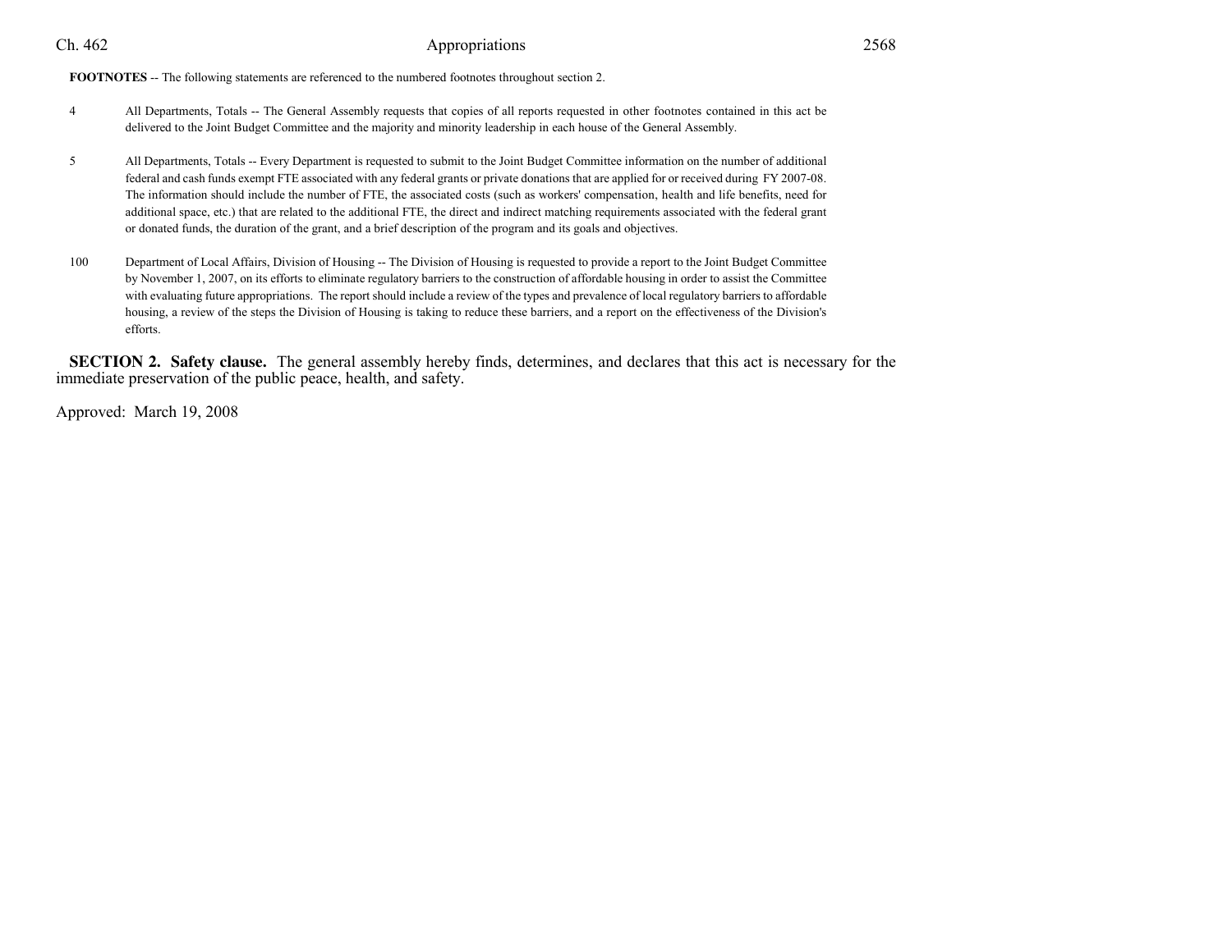**FOOTNOTES** -- The following statements are referenced to the numbered footnotes throughout section 2.

4 All Departments, Totals -- The General Assembly requests that copies of all reports requested in other footnotes contained in this act be delivered to the Joint Budget Committee and the majority and minority leadership in each house of the General Assembly.

5 All Departments, Totals -- Every Department is requested to submit to the Joint Budget Committee information on the number of additional federal and cash funds exempt FTE associated with any federal grants or private donations that are applied for or received during FY 2007-08. The information should include the number of FTE, the associated costs (such as workers' compensation, health and life benefits, need for additional space, etc.) that are related to the additional FTE, the direct and indirect matching requirements associated with the federal grant or donated funds, the duration of the grant, and a brief description of the program and its goals and objectives.

100 Department of Local Affairs, Division of Housing -- The Division of Housing is requested to provide a report to the Joint Budget Committee by November 1, 2007, on its efforts to eliminate regulatory barriers to the construction of affordable housing in order to assist the Committee with evaluating future appropriations. The report should include a review of the types and prevalence of local regulatory barriers to affordable housing, a review of the steps the Division of Housing is taking to reduce these barriers, and a report on the effectiveness of the Division's efforts.

**SECTION 2. Safety clause.** The general assembly hereby finds, determines, and declares that this act is necessary for the immediate preservation of the public peace, health, and safety.

Approved: March 19, 2008